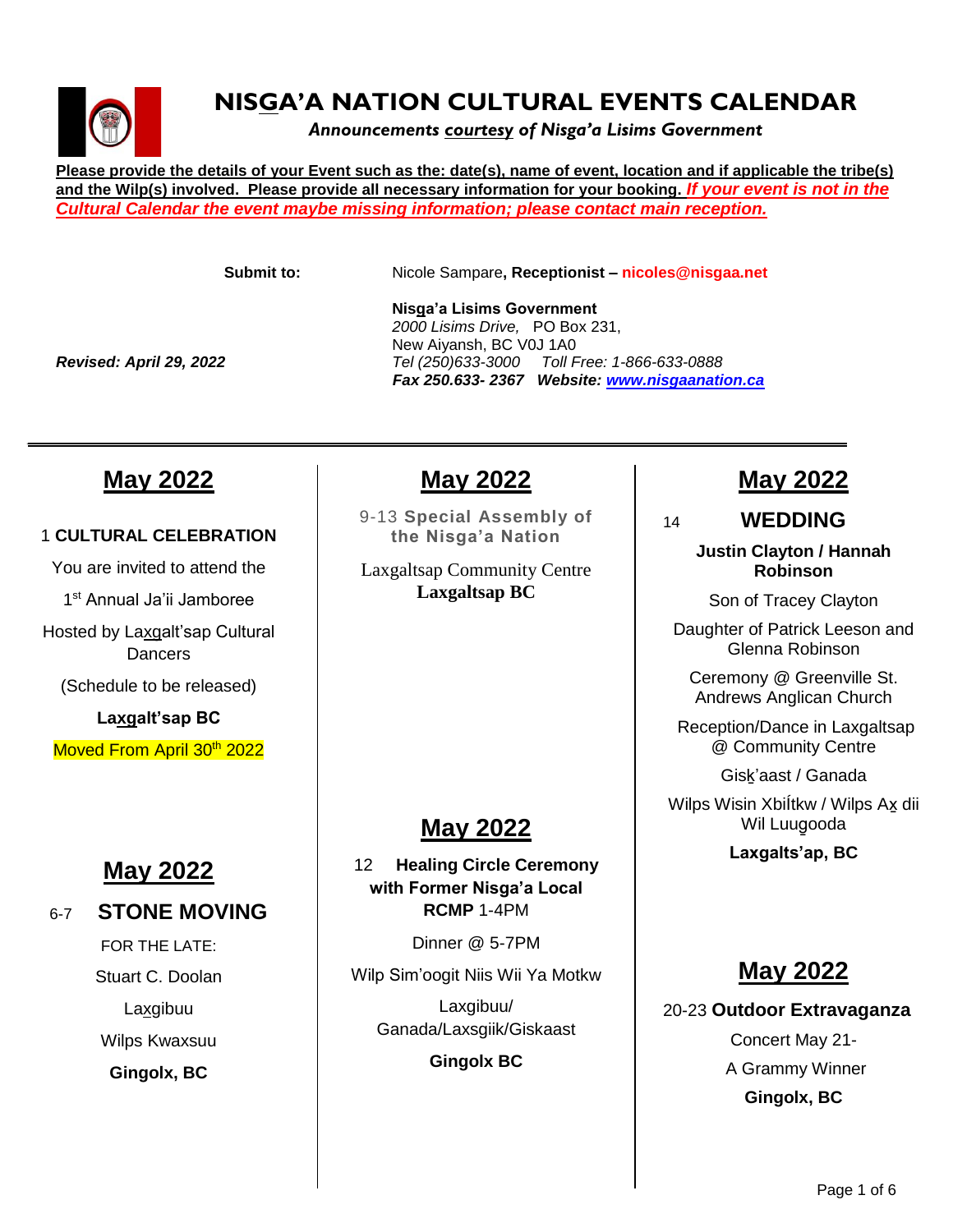# NISGA'A NATION CULTURAL EVENTS CALENDAR

*Announcements courtesy of Nisga'a Lisims Government*

**Please provide the details of your Event such as the: date(s), name of event, location and if applicable the tribe(s) and the Wilp(s) involved. Please provide all necessary information for your booking.** ***If your event is not in the Cultural Calendar the event maybe missing information; please contact main reception.***

**Submit to:** Nicole Sampare**, Receptionist – nicoles@nisgaa.net**

**Nisga'a Lisims Government**
*2000 Lisims Drive,* PO Box 231,
New Aiyansh, BC V0J 1A0
*Tel (250)633-3000 Toll Free: 1-866-633-0888*
***Fax 250.633- 2367 Website: www.nisgaanation.ca***

***Revised: April 29, 2022***

---

## May 2022

1 **CULTURAL CELEBRATION**

You are invited to attend the

1st Annual Ja'ii Jamboree

Hosted by Laxgalt'sap Cultural Dancers

(Schedule to be released)

**Laxgalt'sap BC**

Moved From April 30th 2022

## May 2022

6-7 **STONE MOVING**

FOR THE LATE:

Stuart C. Doolan

Laxgibuu

Wilps Kwaxsuu

**Gingolx, BC**

## May 2022

9-13 **Special Assembly of the Nisga'a Nation**

Laxgaltsap Community Centre

**Laxgaltsap BC**

## May 2022

12 **Healing Circle Ceremony with Former Nisga'a Local RCMP** 1-4PM

Dinner @ 5-7PM

Wilp Sim'oogit Niis Wii Ya Motkw

Laxgibuu/ Ganada/Laxsgiik/Giskaast

**Gingolx BC**

## May 2022

14 **WEDDING**

**Justin Clayton / Hannah Robinson**

Son of Tracey Clayton

Daughter of Patrick Leeson and Glenna Robinson

Ceremony @ Greenville St. Andrews Anglican Church

Reception/Dance in Laxgaltsap @ Community Centre

Gisk'aast / Ganada

Wilps Wisin Xbiĺtkw / Wilps Ax dii Wil Luugooda

**Laxgalts'ap, BC**

## May 2022

20-23 **Outdoor Extravaganza**

Concert May 21-

A Grammy Winner

**Gingolx, BC**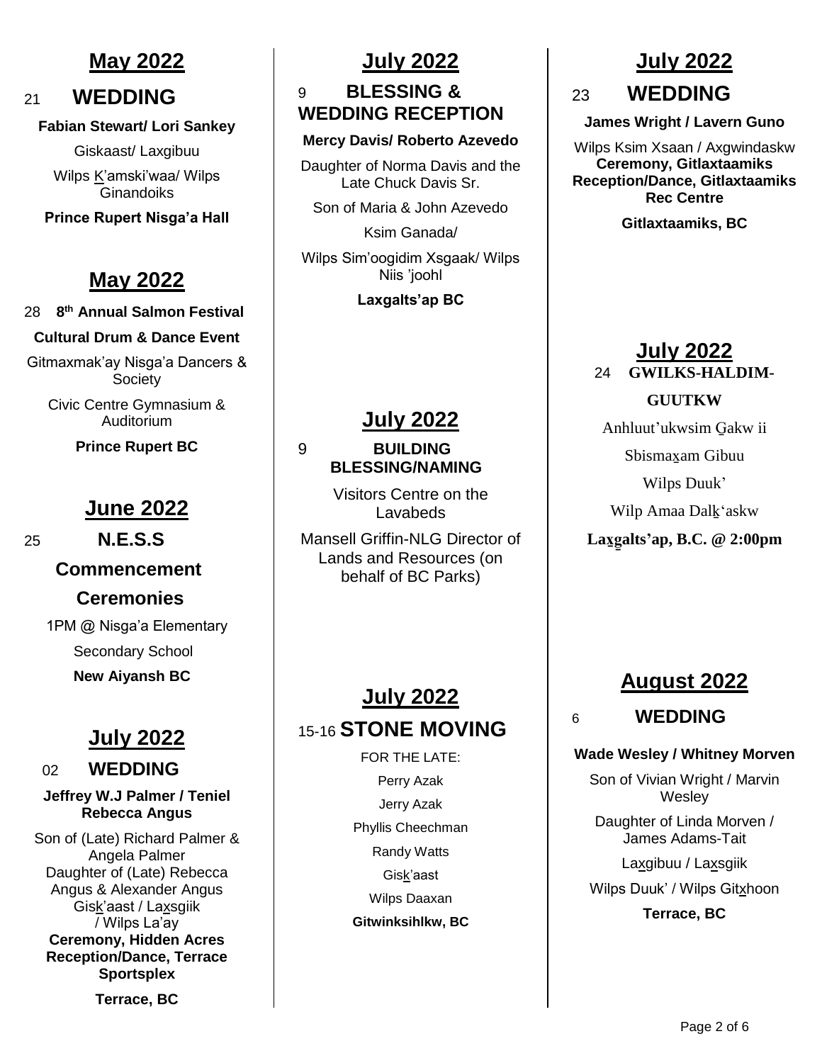## May 2022

21 **WEDDING**

**Fabian Stewart/ Lori Sankey**

Giskaast/ Laxgibuu

Wilps K̲'amski'waa/ Wilps Ginandoiks

**Prince Rupert Nisga'a Hall**

## May 2022

28 **8th Annual Salmon Festival**

**Cultural Drum & Dance Event**

Gitmaxmak'ay Nisga'a Dancers & Society

Civic Centre Gymnasium & Auditorium

**Prince Rupert BC**

## June 2022

25 **N.E.S.S**

**Commencement**

**Ceremonies**

1PM @ Nisga'a Elementary

Secondary School

**New Aiyansh BC**

## July 2022

02 **WEDDING**

**Jeffrey W.J Palmer / Teniel Rebecca Angus**

Son of (Late) Richard Palmer & Angela Palmer
Daughter of (Late) Rebecca Angus & Alexander Angus
Gisk̲'aast / Lax̲sgiik / Wilps La'ay
**Ceremony, Hidden Acres Reception/Dance, Terrace Sportsplex**

**Terrace, BC**

## July 2022

9 **BLESSING & WEDDING RECEPTION**

**Mercy Davis/ Roberto Azevedo**

Daughter of Norma Davis and the Late Chuck Davis Sr.

Son of Maria & John Azevedo

Ksim Ganada/

Wilps Sim'oogidim Xsgaak/ Wilps Niis 'joohl

**Laxgalts'ap BC**

## July 2022

9 **BUILDING BLESSING/NAMING**

Visitors Centre on the Lavabeds

Mansell Griffin-NLG Director of Lands and Resources (on behalf of BC Parks)

## July 2022

15-16 **STONE MOVING**

FOR THE LATE:

Perry Azak

Jerry Azak

Phyllis Cheechman

Randy Watts

Gisk̲'aast

Wilps Daaxan

**Gitwinksihlkw, BC**

## July 2022

23 **WEDDING**

**James Wright / Lavern Guno**

Wilps Ksim Xsaan / Axgwindaskw
**Ceremony, Gitlaxtaamiks Reception/Dance, Gitlaxtaamiks Rec Centre**

**Gitlaxtaamiks, BC**

## July 2022

24 **GWILKS-HALDIM-GUUTKW**

Anhluut'ukwsim G̲akw ii

Sbismax̲am Gibuu

Wilps Duuk'

Wilp Amaa Dalk̲'askw

**Lax̲g̲alts'ap, B.C. @ 2:00pm**

## August 2022

6 **WEDDING**

**Wade Wesley / Whitney Morven**

Son of Vivian Wright / Marvin Wesley

Daughter of Linda Morven / James Adams-Tait

Lax̲gibuu / Lax̲sgiik

Wilps Duuk' / Wilps Gitx̲hoon

**Terrace, BC**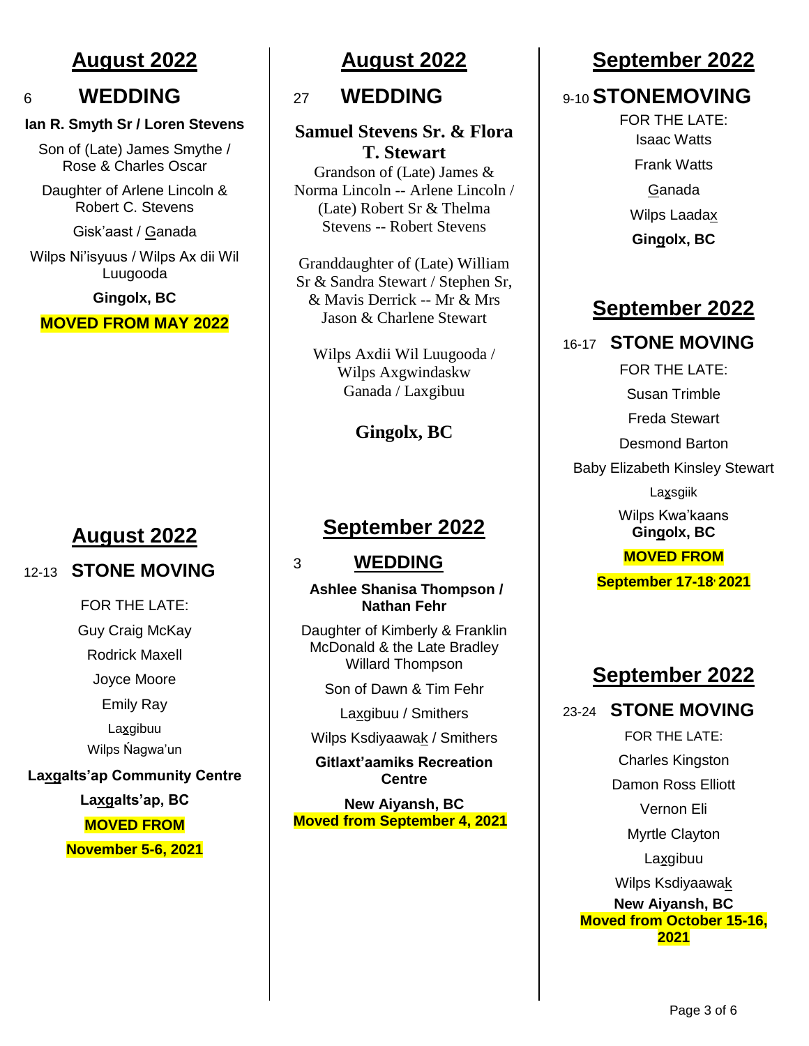## August 2022

### 6 WEDDING

**Ian R. Smyth Sr / Loren Stevens**

Son of (Late) James Smythe / Rose & Charles Oscar

Daughter of Arlene Lincoln & Robert C. Stevens

Gisk'aast / Ganada

Wilps Ni'isyuus / Wilps Ax dii Wil Luugooda

**Gingolx, BC**

**MOVED FROM MAY 2022**

## August 2022

### 12-13 STONE MOVING

FOR THE LATE:

Guy Craig McKay

Rodrick Maxell

Joyce Moore

Emily Ray

Laxgibuu

Wilps Ňagwa'un

**Laxgalts'ap Community Centre**

**Laxgalts'ap, BC**

**MOVED FROM**

**November 5-6, 2021**

## August 2022

### 27 WEDDING

**Samuel Stevens Sr. & Flora T. Stewart**

Grandson of (Late) James & Norma Lincoln -- Arlene Lincoln / (Late) Robert Sr & Thelma Stevens -- Robert Stevens

Granddaughter of (Late) William Sr & Sandra Stewart / Stephen Sr, & Mavis Derrick -- Mr & Mrs Jason & Charlene Stewart

Wilps Axdii Wil Luugooda / Wilps Axgwindaskw Ganada / Laxgibuu

**Gingolx, BC**

## September 2022

### 3 WEDDING

**Ashlee Shanisa Thompson / Nathan Fehr**

Daughter of Kimberly & Franklin McDonald & the Late Bradley Willard Thompson

Son of Dawn & Tim Fehr

Laxgibuu / Smithers

Wilps Ksdiyaawak / Smithers

**Gitlaxt'aamiks Recreation Centre**

**New Aiyansh, BC**

**Moved from September 4, 2021**

## September 2022

### 9-10 STONEMOVING

FOR THE LATE:

Isaac Watts

Frank Watts

Ganada

Wilps Laadax

**Gingolx, BC**

## September 2022

### 16-17 STONE MOVING

FOR THE LATE:

Susan Trimble

Freda Stewart

Desmond Barton

Baby Elizabeth Kinsley Stewart

Laxsgiik

Wilps Kwa'kaans

**Gingolx, BC**

**MOVED FROM**

**September 17-18, 2021**

## September 2022

### 23-24 STONE MOVING

FOR THE LATE:

Charles Kingston

Damon Ross Elliott

Vernon Eli

Myrtle Clayton

Laxgibuu

Wilps Ksdiyaawak

**New Aiyansh, BC**

**Moved from October 15-16, 2021**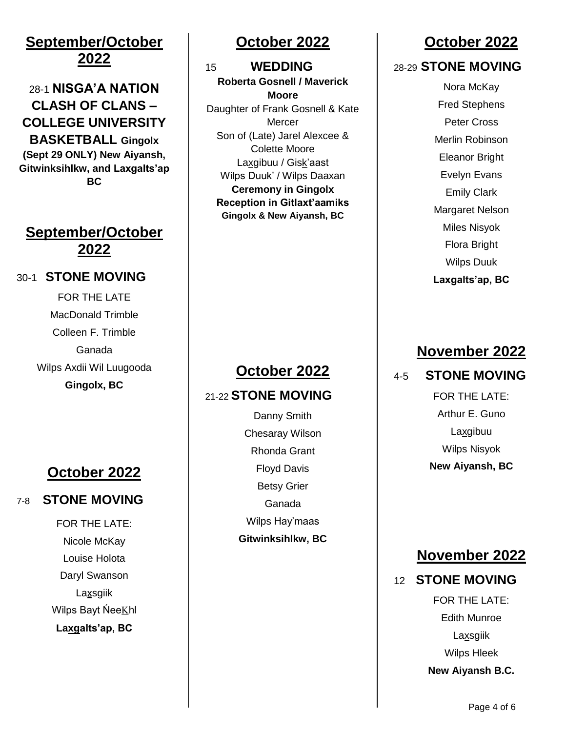## September/October 2022

28-1 **NISGA'A NATION CLASH OF CLANS – COLLEGE UNIVERSITY BASKETBALL Gingolx (Sept 29 ONLY) New Aiyansh, Gitwinksihlkw, and Laxgalts'ap BC**

## September/October 2022

30-1 **STONE MOVING**

FOR THE LATE
MacDonald Trimble
Colleen F. Trimble
Ganada
Wilps Axdii Wil Luugooda
**Gingolx, BC**

## October 2022

7-8 **STONE MOVING**

FOR THE LATE:
Nicole McKay
Louise Holota
Daryl Swanson
La<u>x</u>sgiik
Wilps Bayt ŃeeḴhl
**La<u>xg</u>alts'ap, BC**

## October 2022

15 **WEDDING**

**Roberta Gosnell / Maverick Moore**
Daughter of Frank Gosnell & Kate Mercer
Son of (Late) Jarel Alexcee & Colette Moore
La<u>x</u>gibuu / Gis<u>k</u>'aast
Wilps Duuk' / Wilps Daaxan
**Ceremony in Gingolx**
**Reception in Gitlaxt'aamiks**
**Gingolx & New Aiyansh, BC**

## October 2022

21-22 **STONE MOVING**

Danny Smith
Chesaray Wilson
Rhonda Grant
Floyd Davis
Betsy Grier
Ganada
Wilps Hay'maas
**Gitwinksihlkw, BC**

## October 2022

28-29 **STONE MOVING**

Nora McKay
Fred Stephens
Peter Cross
Merlin Robinson
Eleanor Bright
Evelyn Evans
Emily Clark
Margaret Nelson
Miles Nisyok
Flora Bright
Wilps Duuk
**Laxgalts'ap, BC**

## November 2022

4-5 **STONE MOVING**

FOR THE LATE:
Arthur E. Guno
La<u>x</u>gibuu
Wilps Nisyok
**New Aiyansh, BC**

## November 2022

12 **STONE MOVING**

FOR THE LATE:
Edith Munroe
La<u>x</u>sgiik
Wilps Hleek
**New Aiyansh B.C.**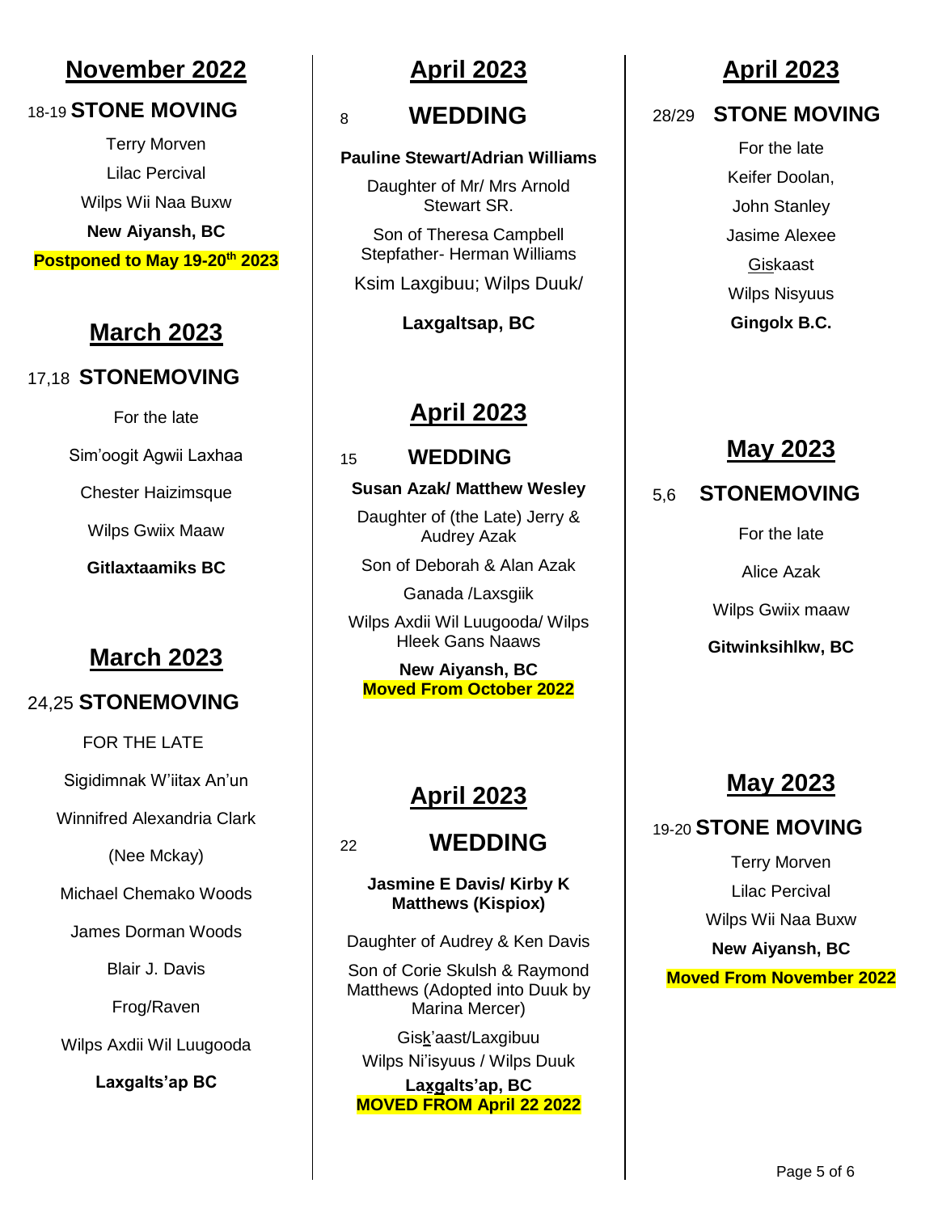## November 2022

18-19 **STONE MOVING**

Terry Morven

Lilac Percival

Wilps Wii Naa Buxw

**New Aiyansh, BC**

**Postponed to May 19-20th 2023**

## March 2023

17,18 **STONEMOVING**

For the late

Sim'oogit Agwii Laxhaa

Chester Haizimsque

Wilps Gwiix Maaw

**Gitlaxtaamiks BC**

## March 2023

24,25 **STONEMOVING**

FOR THE LATE

Sigidimnak W'iitax An'un

Winnifred Alexandria Clark

(Nee Mckay)

Michael Chemako Woods

James Dorman Woods

Blair J. Davis

Frog/Raven

Wilps Axdii Wil Luugooda

**Laxgalts'ap BC**

## April 2023

8 **WEDDING**

**Pauline Stewart/Adrian Williams**

Daughter of Mr/ Mrs Arnold Stewart SR.

Son of Theresa Campbell Stepfather- Herman Williams

Ksim Laxgibuu; Wilps Duuk/

**Laxgaltsap, BC**

## April 2023

15 **WEDDING**

**Susan Azak/ Matthew Wesley**

Daughter of (the Late) Jerry & Audrey Azak

Son of Deborah & Alan Azak

Ganada /Laxsgiik

Wilps Axdii Wil Luugooda/ Wilps Hleek Gans Naaws

**New Aiyansh, BC**

**Moved From October 2022**

## April 2023

22 **WEDDING**

**Jasmine E Davis/ Kirby K Matthews (Kispiox)**

Daughter of Audrey & Ken Davis

Son of Corie Skulsh & Raymond Matthews (Adopted into Duuk by Marina Mercer)

Gisk'aast/Laxgibuu

Wilps Ni'isyuus / Wilps Duuk

**Laxgalts'ap, BC**

**MOVED FROM April 22 2022**

## April 2023

28/29 **STONE MOVING**

For the late

Keifer Doolan,

John Stanley

Jasime Alexee

Giskaast

Wilps Nisyuus

**Gingolx B.C.**

## May 2023

5,6 **STONEMOVING**

For the late

Alice Azak

Wilps Gwiix maaw

**Gitwinksihlkw, BC**

## May 2023

19-20 **STONE MOVING**

Terry Morven

Lilac Percival

Wilps Wii Naa Buxw

**New Aiyansh, BC**

**Moved From November 2022**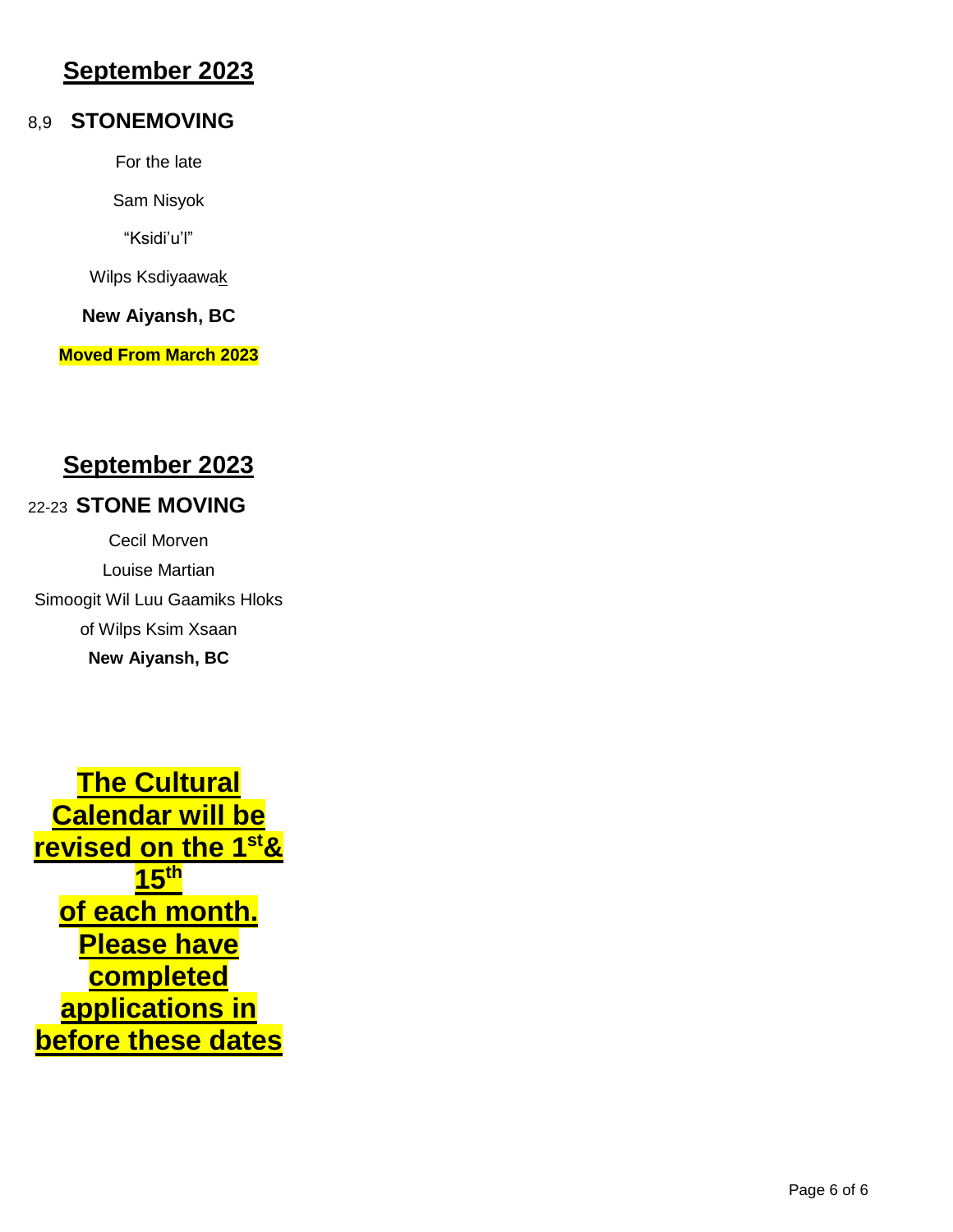## September 2023

8,9 **STONEMOVING**

For the late

Sam Nisyok

“Ksidi’u’l”

Wilps Ksdiyaawak

**New Aiyansh, BC**

**Moved From March 2023**

## September 2023

22-23 **STONE MOVING**

Cecil Morven

Louise Martian

Simoogit Wil Luu Gaamiks Hloks

of Wilps Ksim Xsaan

**New Aiyansh, BC**

**The Cultural Calendar will be revised on the 1st & 15th of each month. Please have completed applications in before these dates**